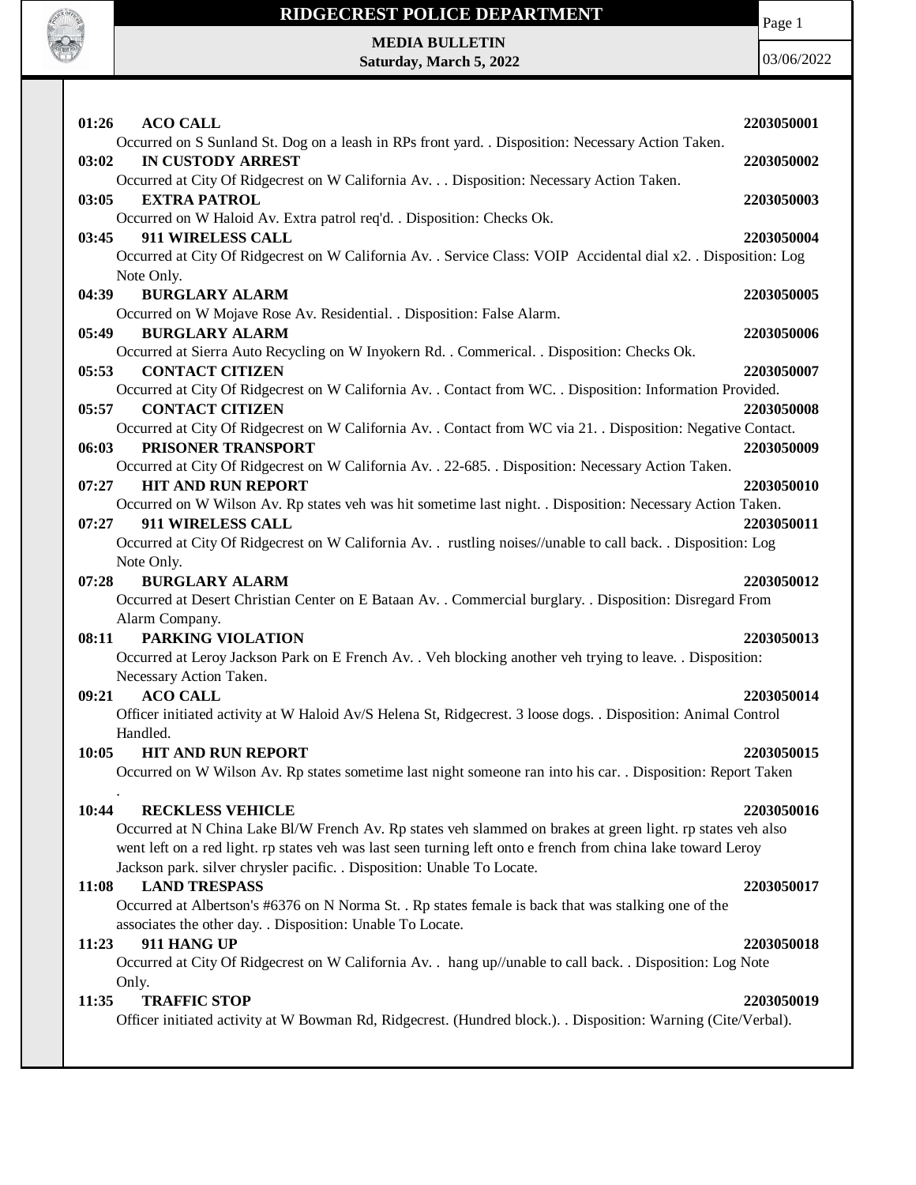# RIDGECREST POLICE DEPARTMENT

**MEDIA BULLETIN**
**Saturday, March 5, 2022**

03/06/2022

**01:26 ACO CALL** **2203050001**
Occurred on S Sunland St. Dog on a leash in RPs front yard. . Disposition: Necessary Action Taken.

**03:02 IN CUSTODY ARREST** **2203050002**
Occurred at City Of Ridgecrest on W California Av. . . Disposition: Necessary Action Taken.

**03:05 EXTRA PATROL** **2203050003**
Occurred on W Haloid Av. Extra patrol req'd. . Disposition: Checks Ok.

**03:45 911 WIRELESS CALL** **2203050004**
Occurred at City Of Ridgecrest on W California Av. . Service Class: VOIP Accidental dial x2. . Disposition: Log Note Only.

**04:39 BURGLARY ALARM** **2203050005**
Occurred on W Mojave Rose Av. Residential. . Disposition: False Alarm.

**05:49 BURGLARY ALARM** **2203050006**
Occurred at Sierra Auto Recycling on W Inyokern Rd. . Commerical. . Disposition: Checks Ok.

**05:53 CONTACT CITIZEN** **2203050007**
Occurred at City Of Ridgecrest on W California Av. . Contact from WC. . Disposition: Information Provided.

**05:57 CONTACT CITIZEN** **2203050008**
Occurred at City Of Ridgecrest on W California Av. . Contact from WC via 21. . Disposition: Negative Contact.

**06:03 PRISONER TRANSPORT** **2203050009**
Occurred at City Of Ridgecrest on W California Av. . 22-685. . Disposition: Necessary Action Taken.

**07:27 HIT AND RUN REPORT** **2203050010**
Occurred on W Wilson Av. Rp states veh was hit sometime last night. . Disposition: Necessary Action Taken.

**07:27 911 WIRELESS CALL** **2203050011**
Occurred at City Of Ridgecrest on W California Av. . rustling noises//unable to call back. . Disposition: Log Note Only.

**07:28 BURGLARY ALARM** **2203050012**
Occurred at Desert Christian Center on E Bataan Av. . Commercial burglary. . Disposition: Disregard From Alarm Company.

**08:11 PARKING VIOLATION** **2203050013**
Occurred at Leroy Jackson Park on E French Av. . Veh blocking another veh trying to leave. . Disposition: Necessary Action Taken.

**09:21 ACO CALL** **2203050014**
Officer initiated activity at W Haloid Av/S Helena St, Ridgecrest. 3 loose dogs. . Disposition: Animal Control Handled.

**10:05 HIT AND RUN REPORT** **2203050015**
Occurred on W Wilson Av. Rp states sometime last night someone ran into his car. . Disposition: Report Taken .

**10:44 RECKLESS VEHICLE** **2203050016**
Occurred at N China Lake Bl/W French Av. Rp states veh slammed on brakes at green light. rp states veh also went left on a red light. rp states veh was last seen turning left onto e french from china lake toward Leroy Jackson park. silver chrysler pacific. . Disposition: Unable To Locate.

**11:08 LAND TRESPASS** **2203050017**
Occurred at Albertson's #6376 on N Norma St. . Rp states female is back that was stalking one of the associates the other day. . Disposition: Unable To Locate.

**11:23 911 HANG UP** **2203050018**
Occurred at City Of Ridgecrest on W California Av. . hang up//unable to call back. . Disposition: Log Note Only.

**11:35 TRAFFIC STOP** **2203050019**
Officer initiated activity at W Bowman Rd, Ridgecrest. (Hundred block.). . Disposition: Warning (Cite/Verbal).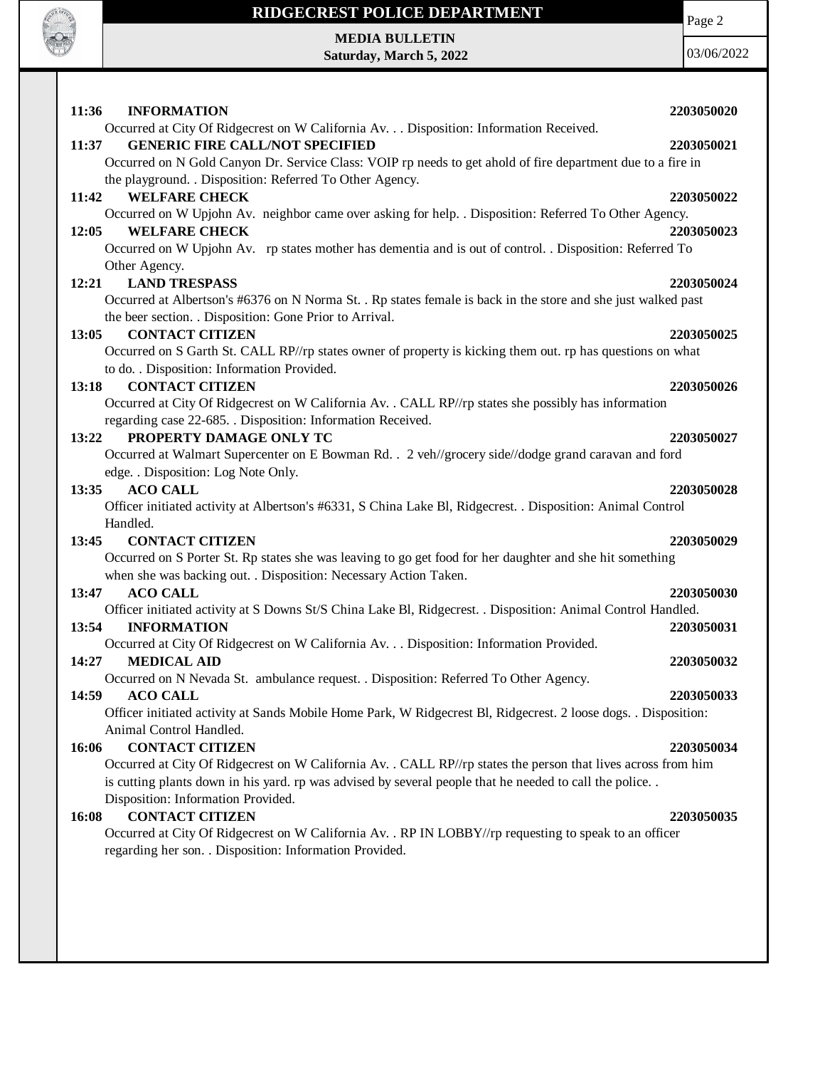**11:36 INFORMATION 2203050020**
Occurred at City Of Ridgecrest on W California Av. . . Disposition: Information Received.

**11:37 GENERIC FIRE CALL/NOT SPECIFIED 2203050021**
Occurred on N Gold Canyon Dr. Service Class: VOIP rp needs to get ahold of fire department due to a fire in the playground. . Disposition: Referred To Other Agency.

**11:42 WELFARE CHECK 2203050022**
Occurred on W Upjohn Av. neighbor came over asking for help. . Disposition: Referred To Other Agency.

**12:05 WELFARE CHECK 2203050023**
Occurred on W Upjohn Av. rp states mother has dementia and is out of control. . Disposition: Referred To Other Agency.

**12:21 LAND TRESPASS 2203050024**
Occurred at Albertson's #6376 on N Norma St. . Rp states female is back in the store and she just walked past the beer section. . Disposition: Gone Prior to Arrival.

**13:05 CONTACT CITIZEN 2203050025**
Occurred on S Garth St. CALL RP//rp states owner of property is kicking them out. rp has questions on what to do. . Disposition: Information Provided.

**13:18 CONTACT CITIZEN 2203050026**
Occurred at City Of Ridgecrest on W California Av. . CALL RP//rp states she possibly has information regarding case 22-685. . Disposition: Information Received.

**13:22 PROPERTY DAMAGE ONLY TC 2203050027**
Occurred at Walmart Supercenter on E Bowman Rd. . 2 veh//grocery side//dodge grand caravan and ford edge. . Disposition: Log Note Only.

**13:35 ACO CALL 2203050028**
Officer initiated activity at Albertson's #6331, S China Lake Bl, Ridgecrest. . Disposition: Animal Control Handled.

**13:45 CONTACT CITIZEN 2203050029**
Occurred on S Porter St. Rp states she was leaving to go get food for her daughter and she hit something when she was backing out. . Disposition: Necessary Action Taken.

**13:47 ACO CALL 2203050030**
Officer initiated activity at S Downs St/S China Lake Bl, Ridgecrest. . Disposition: Animal Control Handled.

**13:54 INFORMATION 2203050031**
Occurred at City Of Ridgecrest on W California Av. . . Disposition: Information Provided.

**14:27 MEDICAL AID 2203050032**
Occurred on N Nevada St. ambulance request. . Disposition: Referred To Other Agency.

**14:59 ACO CALL 2203050033**
Officer initiated activity at Sands Mobile Home Park, W Ridgecrest Bl, Ridgecrest. 2 loose dogs. . Disposition: Animal Control Handled.

**16:06 CONTACT CITIZEN 2203050034**
Occurred at City Of Ridgecrest on W California Av. . CALL RP//rp states the person that lives across from him is cutting plants down in his yard. rp was advised by several people that he needed to call the police. . Disposition: Information Provided.

**16:08 CONTACT CITIZEN 2203050035**
Occurred at City Of Ridgecrest on W California Av. . RP IN LOBBY//rp requesting to speak to an officer regarding her son. . Disposition: Information Provided.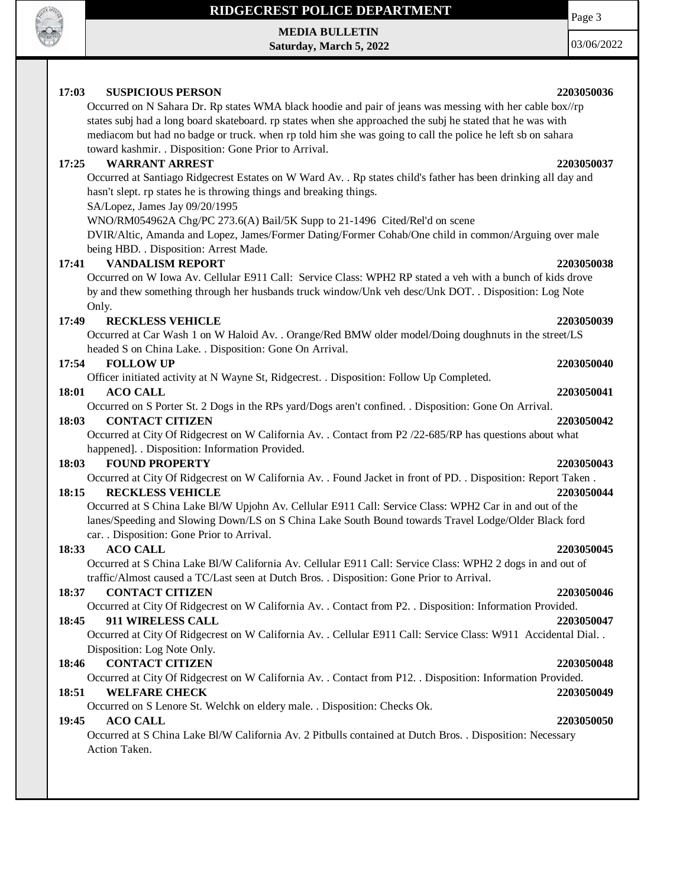**17:03 SUSPICIOUS PERSON** **2203050036**

Occurred on N Sahara Dr. Rp states WMA black hoodie and pair of jeans was messing with her cable box//rp states subj had a long board skateboard. rp states when she approached the subj he stated that he was with mediacom but had no badge or truck. when rp told him she was going to call the police he left sb on sahara toward kashmir. . Disposition: Gone Prior to Arrival.

**17:25 WARRANT ARREST** **2203050037**

Occurred at Santiago Ridgecrest Estates on W Ward Av. . Rp states child's father has been drinking all day and hasn't slept. rp states he is throwing things and breaking things.
SA/Lopez, James Jay 09/20/1995
WNO/RM054962A Chg/PC 273.6(A) Bail/5K Supp to 21-1496 Cited/Rel'd on scene
DVIR/Altic, Amanda and Lopez, James/Former Dating/Former Cohab/One child in common/Arguing over male being HBD. . Disposition: Arrest Made.

**17:41 VANDALISM REPORT** **2203050038**

Occurred on W Iowa Av. Cellular E911 Call: Service Class: WPH2 RP stated a veh with a bunch of kids drove by and thew something through her husbands truck window/Unk veh desc/Unk DOT. . Disposition: Log Note Only.

**17:49 RECKLESS VEHICLE** **2203050039**

Occurred at Car Wash 1 on W Haloid Av. . Orange/Red BMW older model/Doing doughnuts in the street/LS headed S on China Lake. . Disposition: Gone On Arrival.

**17:54 FOLLOW UP** **2203050040**

Officer initiated activity at N Wayne St, Ridgecrest. . Disposition: Follow Up Completed.

**18:01 ACO CALL** **2203050041**

Occurred on S Porter St. 2 Dogs in the RPs yard/Dogs aren't confined. . Disposition: Gone On Arrival.

**18:03 CONTACT CITIZEN** **2203050042**

Occurred at City Of Ridgecrest on W California Av. . Contact from P2 /22-685/RP has questions about what happened]. . Disposition: Information Provided.

**18:03 FOUND PROPERTY** **2203050043**

Occurred at City Of Ridgecrest on W California Av. . Found Jacket in front of PD. . Disposition: Report Taken .

**18:15 RECKLESS VEHICLE** **2203050044**

Occurred at S China Lake Bl/W Upjohn Av. Cellular E911 Call: Service Class: WPH2 Car in and out of the lanes/Speeding and Slowing Down/LS on S China Lake South Bound towards Travel Lodge/Older Black ford car. . Disposition: Gone Prior to Arrival.

**18:33 ACO CALL** **2203050045**

Occurred at S China Lake Bl/W California Av. Cellular E911 Call: Service Class: WPH2 2 dogs in and out of traffic/Almost caused a TC/Last seen at Dutch Bros. . Disposition: Gone Prior to Arrival.

**18:37 CONTACT CITIZEN** **2203050046**

Occurred at City Of Ridgecrest on W California Av. . Contact from P2. . Disposition: Information Provided.

**18:45 911 WIRELESS CALL** **2203050047**

Occurred at City Of Ridgecrest on W California Av. . Cellular E911 Call: Service Class: W911 Accidental Dial. . Disposition: Log Note Only.

**18:46 CONTACT CITIZEN** **2203050048**

Occurred at City Of Ridgecrest on W California Av. . Contact from P12. . Disposition: Information Provided.

**18:51 WELFARE CHECK** **2203050049**

Occurred on S Lenore St. Welchk on eldery male. . Disposition: Checks Ok.

**19:45 ACO CALL** **2203050050**

Occurred at S China Lake Bl/W California Av. 2 Pitbulls contained at Dutch Bros. . Disposition: Necessary Action Taken.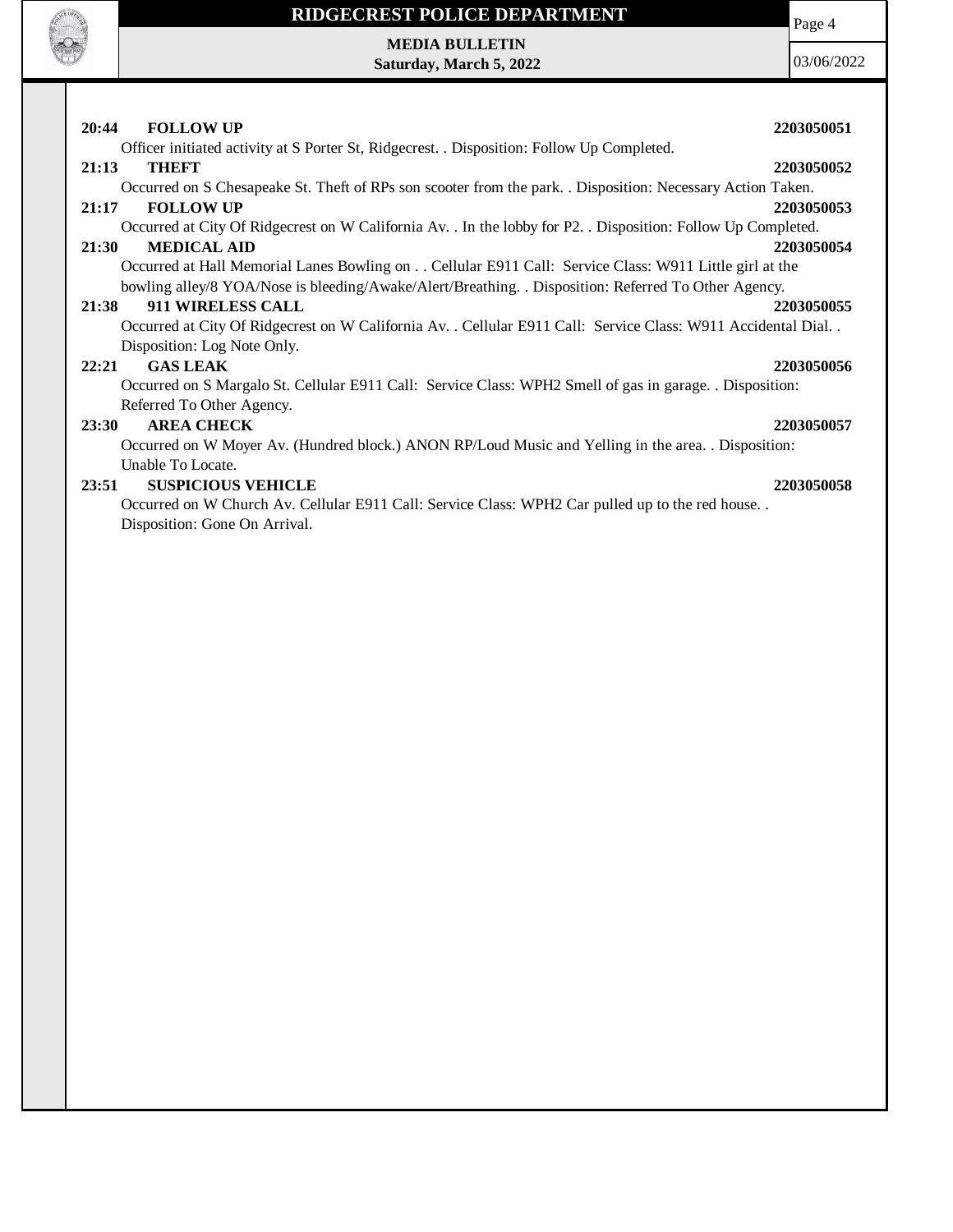**20:44 FOLLOW UP** **2203050051**

Officer initiated activity at S Porter St, Ridgecrest. . Disposition: Follow Up Completed.

**21:13 THEFT** **2203050052**

Occurred on S Chesapeake St. Theft of RPs son scooter from the park. . Disposition: Necessary Action Taken.

**21:17 FOLLOW UP** **2203050053**

Occurred at City Of Ridgecrest on W California Av. . In the lobby for P2. . Disposition: Follow Up Completed.

**21:30 MEDICAL AID** **2203050054**

Occurred at Hall Memorial Lanes Bowling on . . Cellular E911 Call: Service Class: W911 Little girl at the bowling alley/8 YOA/Nose is bleeding/Awake/Alert/Breathing. . Disposition: Referred To Other Agency.

**21:38 911 WIRELESS CALL** **2203050055**

Occurred at City Of Ridgecrest on W California Av. . Cellular E911 Call: Service Class: W911 Accidental Dial. . Disposition: Log Note Only.

**22:21 GAS LEAK** **2203050056**

Occurred on S Margalo St. Cellular E911 Call: Service Class: WPH2 Smell of gas in garage. . Disposition: Referred To Other Agency.

**23:30 AREA CHECK** **2203050057**

Occurred on W Moyer Av. (Hundred block.) ANON RP/Loud Music and Yelling in the area. . Disposition: Unable To Locate.

**23:51 SUSPICIOUS VEHICLE** **2203050058**

Occurred on W Church Av. Cellular E911 Call: Service Class: WPH2 Car pulled up to the red house. . Disposition: Gone On Arrival.